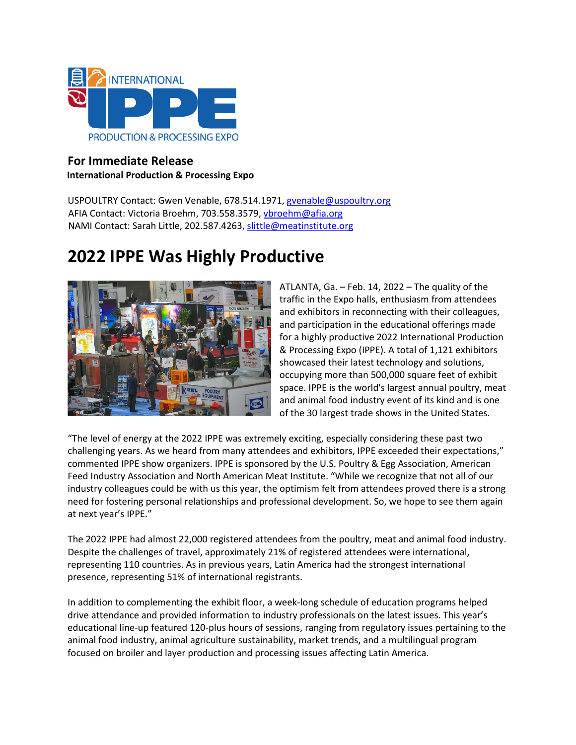**For Immediate Release**

**International Production & Processing Expo**

USPOULTRY Contact: Gwen Venable, 678.514.1971, gvenable@uspoultry.org
AFIA Contact: Victoria Broehm, 703.558.3579, vbroehm@afia.org
NAMI Contact: Sarah Little, 202.587.4263, slittle@meatinstitute.org

# 2022 IPPE Was Highly Productive

ATLANTA, Ga. – Feb. 14, 2022 – The quality of the traffic in the Expo halls, enthusiasm from attendees and exhibitors in reconnecting with their colleagues, and participation in the educational offerings made for a highly productive 2022 International Production & Processing Expo (IPPE). A total of 1,121 exhibitors showcased their latest technology and solutions, occupying more than 500,000 square feet of exhibit space. IPPE is the world's largest annual poultry, meat and animal food industry event of its kind and is one of the 30 largest trade shows in the United States.

"The level of energy at the 2022 IPPE was extremely exciting, especially considering these past two challenging years. As we heard from many attendees and exhibitors, IPPE exceeded their expectations," commented IPPE show organizers. IPPE is sponsored by the U.S. Poultry & Egg Association, American Feed Industry Association and North American Meat Institute. "While we recognize that not all of our industry colleagues could be with us this year, the optimism felt from attendees proved there is a strong need for fostering personal relationships and professional development. So, we hope to see them again at next year's IPPE."

The 2022 IPPE had almost 22,000 registered attendees from the poultry, meat and animal food industry. Despite the challenges of travel, approximately 21% of registered attendees were international, representing 110 countries. As in previous years, Latin America had the strongest international presence, representing 51% of international registrants.

In addition to complementing the exhibit floor, a week-long schedule of education programs helped drive attendance and provided information to industry professionals on the latest issues. This year's educational line-up featured 120-plus hours of sessions, ranging from regulatory issues pertaining to the animal food industry, animal agriculture sustainability, market trends, and a multilingual program focused on broiler and layer production and processing issues affecting Latin America.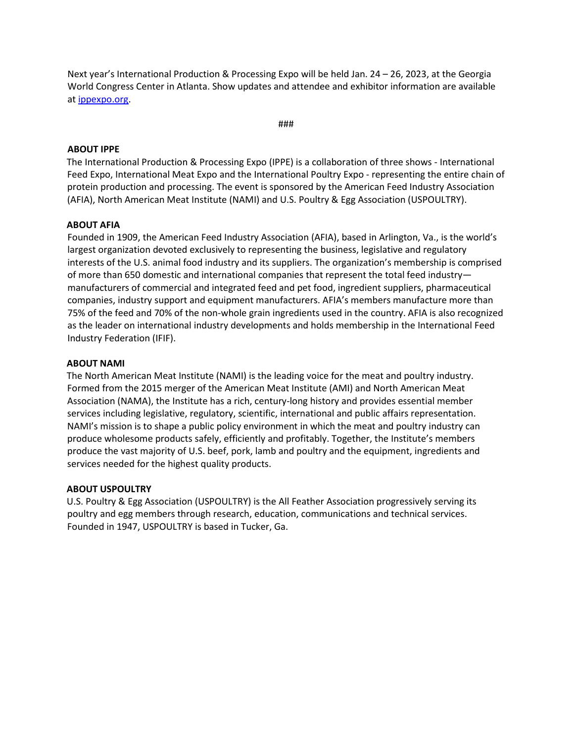Next year's International Production & Processing Expo will be held Jan. 24 – 26, 2023, at the Georgia World Congress Center in Atlanta. Show updates and attendee and exhibitor information are available at [ippexpo.org](https://ippexpo.org).

###

**ABOUT IPPE**

The International Production & Processing Expo (IPPE) is a collaboration of three shows - International Feed Expo, International Meat Expo and the International Poultry Expo - representing the entire chain of protein production and processing. The event is sponsored by the American Feed Industry Association (AFIA), North American Meat Institute (NAMI) and U.S. Poultry & Egg Association (USPOULTRY).

**ABOUT AFIA**

Founded in 1909, the American Feed Industry Association (AFIA), based in Arlington, Va., is the world's largest organization devoted exclusively to representing the business, legislative and regulatory interests of the U.S. animal food industry and its suppliers. The organization's membership is comprised of more than 650 domestic and international companies that represent the total feed industry—manufacturers of commercial and integrated feed and pet food, ingredient suppliers, pharmaceutical companies, industry support and equipment manufacturers. AFIA's members manufacture more than 75% of the feed and 70% of the non-whole grain ingredients used in the country. AFIA is also recognized as the leader on international industry developments and holds membership in the International Feed Industry Federation (IFIF).

**ABOUT NAMI**

The North American Meat Institute (NAMI) is the leading voice for the meat and poultry industry. Formed from the 2015 merger of the American Meat Institute (AMI) and North American Meat Association (NAMA), the Institute has a rich, century-long history and provides essential member services including legislative, regulatory, scientific, international and public affairs representation. NAMI's mission is to shape a public policy environment in which the meat and poultry industry can produce wholesome products safely, efficiently and profitably. Together, the Institute's members produce the vast majority of U.S. beef, pork, lamb and poultry and the equipment, ingredients and services needed for the highest quality products.

**ABOUT USPOULTRY**

U.S. Poultry & Egg Association (USPOULTRY) is the All Feather Association progressively serving its poultry and egg members through research, education, communications and technical services. Founded in 1947, USPOULTRY is based in Tucker, Ga.